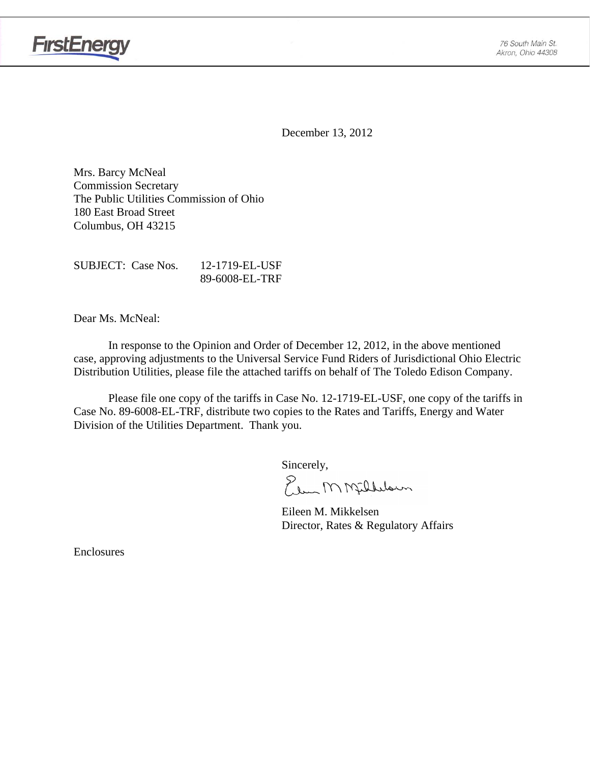FirstEnergy

76 South Main St.
Akron, Ohio 44308

December 13, 2012

Mrs. Barcy McNeal
Commission Secretary
The Public Utilities Commission of Ohio
180 East Broad Street
Columbus, OH 43215

SUBJECT: Case Nos. 12-1719-EL-USF
89-6008-EL-TRF

Dear Ms. McNeal:

In response to the Opinion and Order of December 12, 2012, in the above mentioned case, approving adjustments to the Universal Service Fund Riders of Jurisdictional Ohio Electric Distribution Utilities, please file the attached tariffs on behalf of The Toledo Edison Company.

Please file one copy of the tariffs in Case No. 12-1719-EL-USF, one copy of the tariffs in Case No. 89-6008-EL-TRF, distribute two copies to the Rates and Tariffs, Energy and Water Division of the Utilities Department. Thank you.

Sincerely,

Eileen M. Mikkelsen
Director, Rates & Regulatory Affairs

Enclosures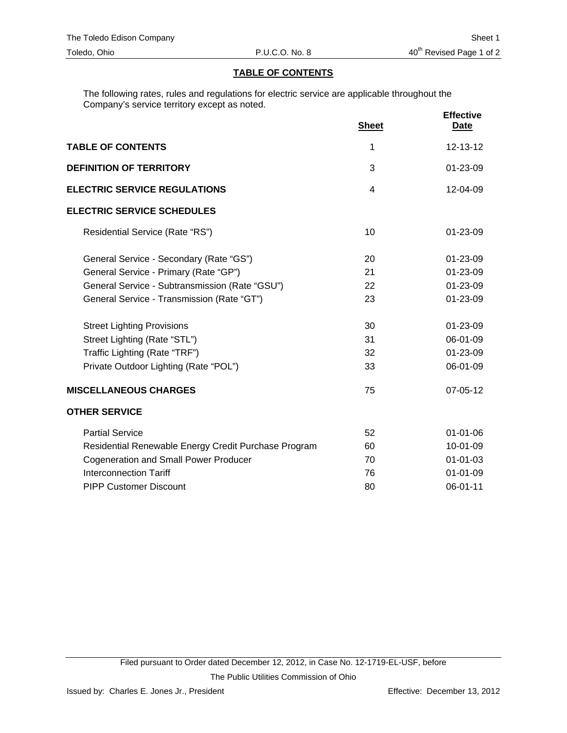## TABLE OF CONTENTS

The following rates, rules and regulations for electric service are applicable throughout the Company's service territory except as noted.

| | Sheet | Effective Date |
|---|---|---|
| **TABLE OF CONTENTS** | 1 | 12-13-12 |
| **DEFINITION OF TERRITORY** | 3 | 01-23-09 |
| **ELECTRIC SERVICE REGULATIONS** | 4 | 12-04-09 |
| **ELECTRIC SERVICE SCHEDULES** | | |
| Residential Service (Rate "RS") | 10 | 01-23-09 |
| General Service - Secondary (Rate "GS") | 20 | 01-23-09 |
| General Service - Primary (Rate "GP") | 21 | 01-23-09 |
| General Service - Subtransmission (Rate "GSU") | 22 | 01-23-09 |
| General Service - Transmission (Rate "GT") | 23 | 01-23-09 |
| Street Lighting Provisions | 30 | 01-23-09 |
| Street Lighting (Rate "STL") | 31 | 06-01-09 |
| Traffic Lighting (Rate "TRF") | 32 | 01-23-09 |
| Private Outdoor Lighting (Rate "POL") | 33 | 06-01-09 |
| **MISCELLANEOUS CHARGES** | 75 | 07-05-12 |
| **OTHER SERVICE** | | |
| Partial Service | 52 | 01-01-06 |
| Residential Renewable Energy Credit Purchase Program | 60 | 10-01-09 |
| Cogeneration and Small Power Producer | 70 | 01-01-03 |
| Interconnection Tariff | 76 | 01-01-09 |
| PIPP Customer Discount | 80 | 06-01-11 |

Filed pursuant to Order dated December 12, 2012, in Case No. 12-1719-EL-USF, before The Public Utilities Commission of Ohio

Issued by: Charles E. Jones Jr., President

Effective: December 13, 2012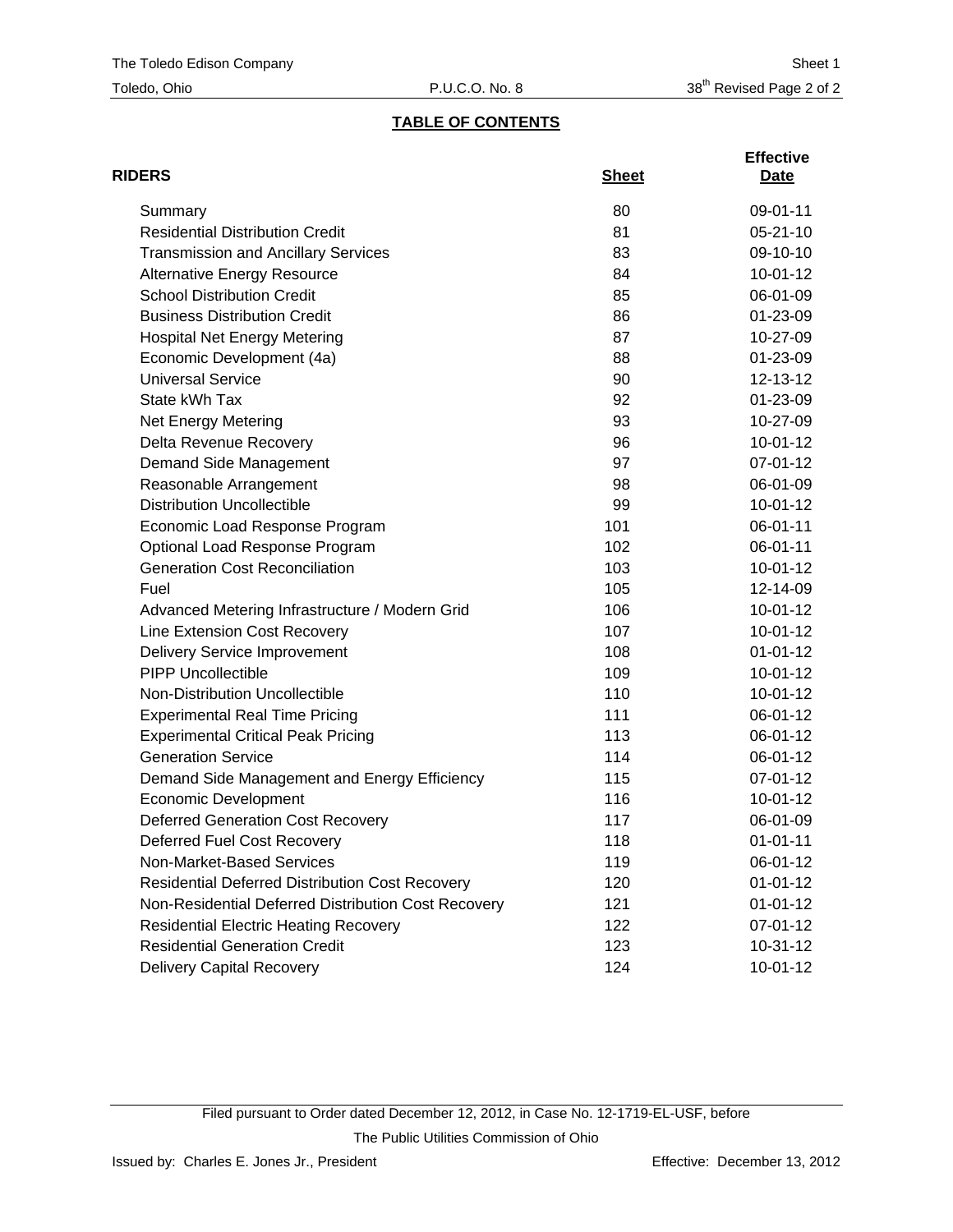## TABLE OF CONTENTS

| RIDERS | Sheet | Effective Date |
|---|---|---|
| Summary | 80 | 09-01-11 |
| Residential Distribution Credit | 81 | 05-21-10 |
| Transmission and Ancillary Services | 83 | 09-10-10 |
| Alternative Energy Resource | 84 | 10-01-12 |
| School Distribution Credit | 85 | 06-01-09 |
| Business Distribution Credit | 86 | 01-23-09 |
| Hospital Net Energy Metering | 87 | 10-27-09 |
| Economic Development (4a) | 88 | 01-23-09 |
| Universal Service | 90 | 12-13-12 |
| State kWh Tax | 92 | 01-23-09 |
| Net Energy Metering | 93 | 10-27-09 |
| Delta Revenue Recovery | 96 | 10-01-12 |
| Demand Side Management | 97 | 07-01-12 |
| Reasonable Arrangement | 98 | 06-01-09 |
| Distribution Uncollectible | 99 | 10-01-12 |
| Economic Load Response Program | 101 | 06-01-11 |
| Optional Load Response Program | 102 | 06-01-11 |
| Generation Cost Reconciliation | 103 | 10-01-12 |
| Fuel | 105 | 12-14-09 |
| Advanced Metering Infrastructure / Modern Grid | 106 | 10-01-12 |
| Line Extension Cost Recovery | 107 | 10-01-12 |
| Delivery Service Improvement | 108 | 01-01-12 |
| PIPP Uncollectible | 109 | 10-01-12 |
| Non-Distribution Uncollectible | 110 | 10-01-12 |
| Experimental Real Time Pricing | 111 | 06-01-12 |
| Experimental Critical Peak Pricing | 113 | 06-01-12 |
| Generation Service | 114 | 06-01-12 |
| Demand Side Management and Energy Efficiency | 115 | 07-01-12 |
| Economic Development | 116 | 10-01-12 |
| Deferred Generation Cost Recovery | 117 | 06-01-09 |
| Deferred Fuel Cost Recovery | 118 | 01-01-11 |
| Non-Market-Based Services | 119 | 06-01-12 |
| Residential Deferred Distribution Cost Recovery | 120 | 01-01-12 |
| Non-Residential Deferred Distribution Cost Recovery | 121 | 01-01-12 |
| Residential Electric Heating Recovery | 122 | 07-01-12 |
| Residential Generation Credit | 123 | 10-31-12 |
| Delivery Capital Recovery | 124 | 10-01-12 |

Filed pursuant to Order dated December 12, 2012, in Case No. 12-1719-EL-USF, before The Public Utilities Commission of Ohio

Issued by: Charles E. Jones Jr., President

Effective: December 13, 2012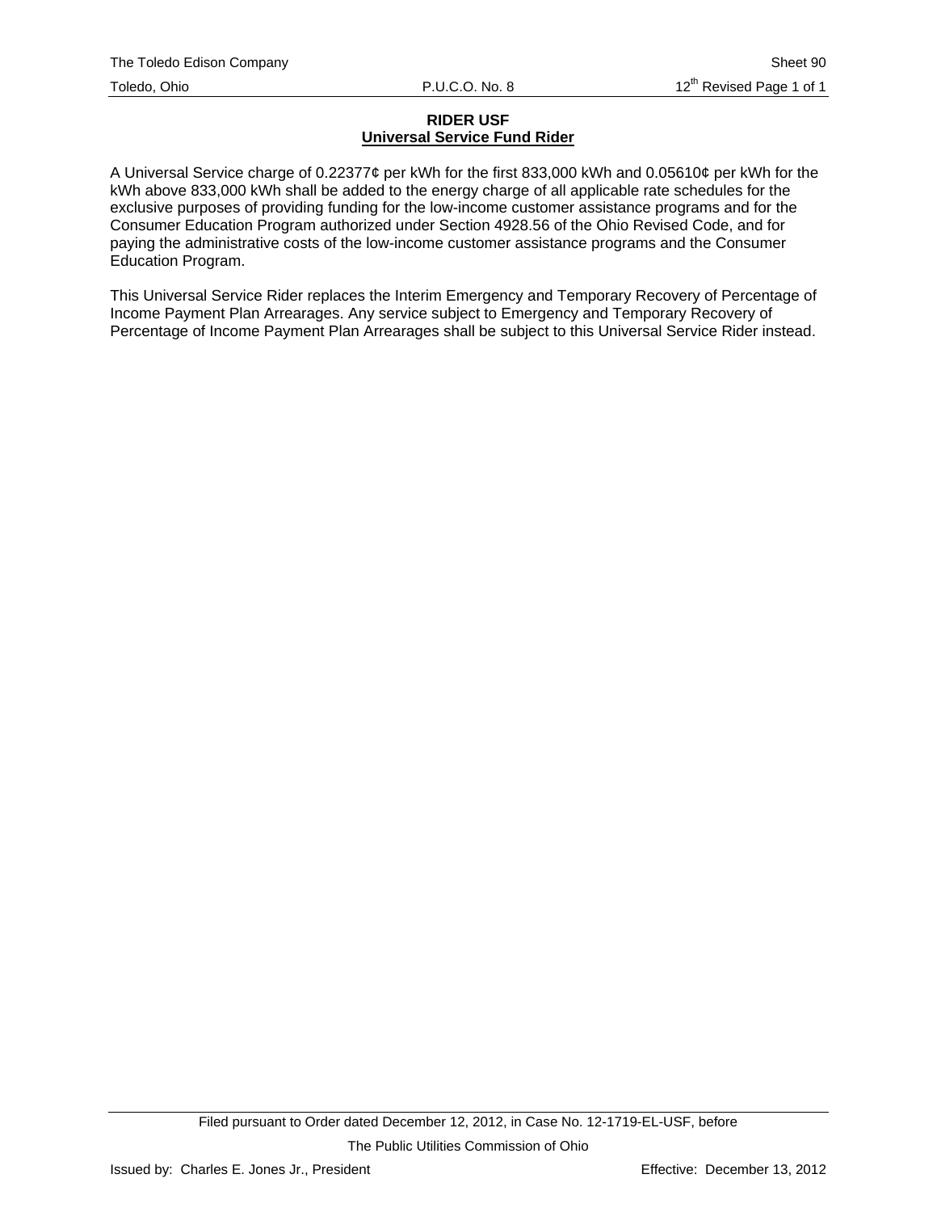**RIDER USF**
**Universal Service Fund Rider**

A Universal Service charge of 0.22377¢ per kWh for the first 833,000 kWh and 0.05610¢ per kWh for the kWh above 833,000 kWh shall be added to the energy charge of all applicable rate schedules for the exclusive purposes of providing funding for the low-income customer assistance programs and for the Consumer Education Program authorized under Section 4928.56 of the Ohio Revised Code, and for paying the administrative costs of the low-income customer assistance programs and the Consumer Education Program.

This Universal Service Rider replaces the Interim Emergency and Temporary Recovery of Percentage of Income Payment Plan Arrearages. Any service subject to Emergency and Temporary Recovery of Percentage of Income Payment Plan Arrearages shall be subject to this Universal Service Rider instead.

Filed pursuant to Order dated December 12, 2012, in Case No. 12-1719-EL-USF, before The Public Utilities Commission of Ohio

Issued by: Charles E. Jones Jr., President

Effective: December 13, 2012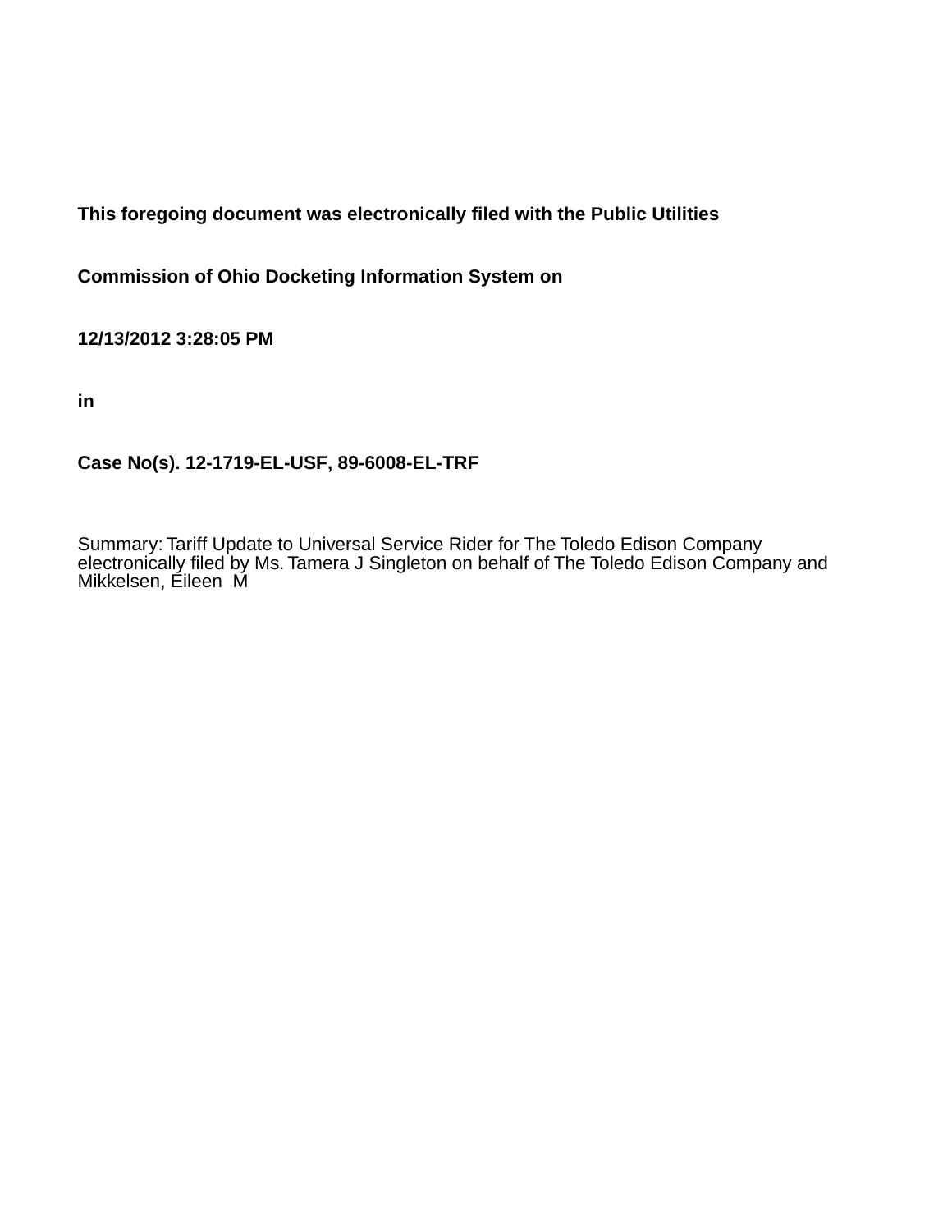**This foregoing document was electronically filed with the Public Utilities**

**Commission of Ohio Docketing Information System on**

**12/13/2012 3:28:05 PM**

**in**

**Case No(s). 12-1719-EL-USF, 89-6008-EL-TRF**

Summary: Tariff Update to Universal Service Rider for The Toledo Edison Company electronically filed by Ms. Tamera J Singleton on behalf of The Toledo Edison Company and Mikkelsen, Eileen M